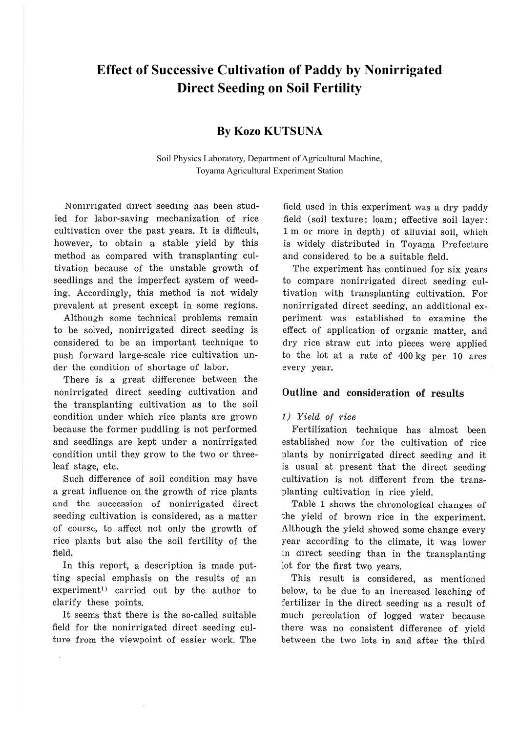# Effect of Successive Cultivation of Paddy by Nonirrigated Direct Seeding on Soil Fertility

## By Kozo KUTSUNA

Soil Physics Laboratory, Department of Agricultural Machine, Toyama Agricultural Experiment Station

Nonirrigated direct seeding has been studied for labor-saving mechanization of rice cultivation over the past years. It is difficult, however, to obtain a stable yield by this method as compared with transplanting cultivation because of the unstable growth of seedlings and the imperfect system of weeding. Accordingly, this method is not widely prevalent at present except in some regions.

Although some technical problems remain to be solved, nonirrigated direct seeding is considered to be an important technique to push forward large-scale rice cultivation under the condition of shortage of labor.

There is a great difference between the nonirrigated direct seeding cultivation and the transplanting cultivation as to the soil condition under which rice plants are grown because the former puddling is not performed and seedlings are kept under a nonirrigated condition until they grow to the two or three-leaf stage, etc.

Such difference of soil condition may have a great influence on the growth of rice plants and the succession of nonirrigated direct seeding cultivation is considered, as a matter of course, to affect not only the growth of rice plants but also the soil fertility of the field.

In this report, a description is made putting special emphasis on the results of an experiment[1] carried out by the author to clarify these points.

It seems that there is the so-called suitable field for the nonirrigated direct seeding culture from the viewpoint of easier work. The field used in this experiment was a dry paddy field (soil texture: loam; effective soil layer: 1 m or more in depth) of alluvial soil, which is widely distributed in Toyama Prefecture and considered to be a suitable field.

The experiment has continued for six years to compare nonirrigated direct seeding cultivation with transplanting cultivation. For nonirrigated direct seeding, an additional experiment was established to examine the effect of application of organic matter, and dry rice straw cut into pieces were applied to the lot at a rate of 400 kg per 10 ares every year.

### Outline and consideration of results

*1) Yield of rice*

Fertilization technique has almost been established now for the cultivation of rice plants by nonirrigated direct seeding and it is usual at present that the direct seeding cultivation is not different from the transplanting cultivation in rice yield.

Table 1 shows the chronological changes of the yield of brown rice in the experiment. Although the yield showed some change every year according to the climate, it was lower in direct seeding than in the transplanting lot for the first two years.

This result is considered, as mentioned below, to be due to an increased leaching of fertilizer in the direct seeding as a result of much percolation of logged water because there was no consistent difference of yield between the two lots in and after the third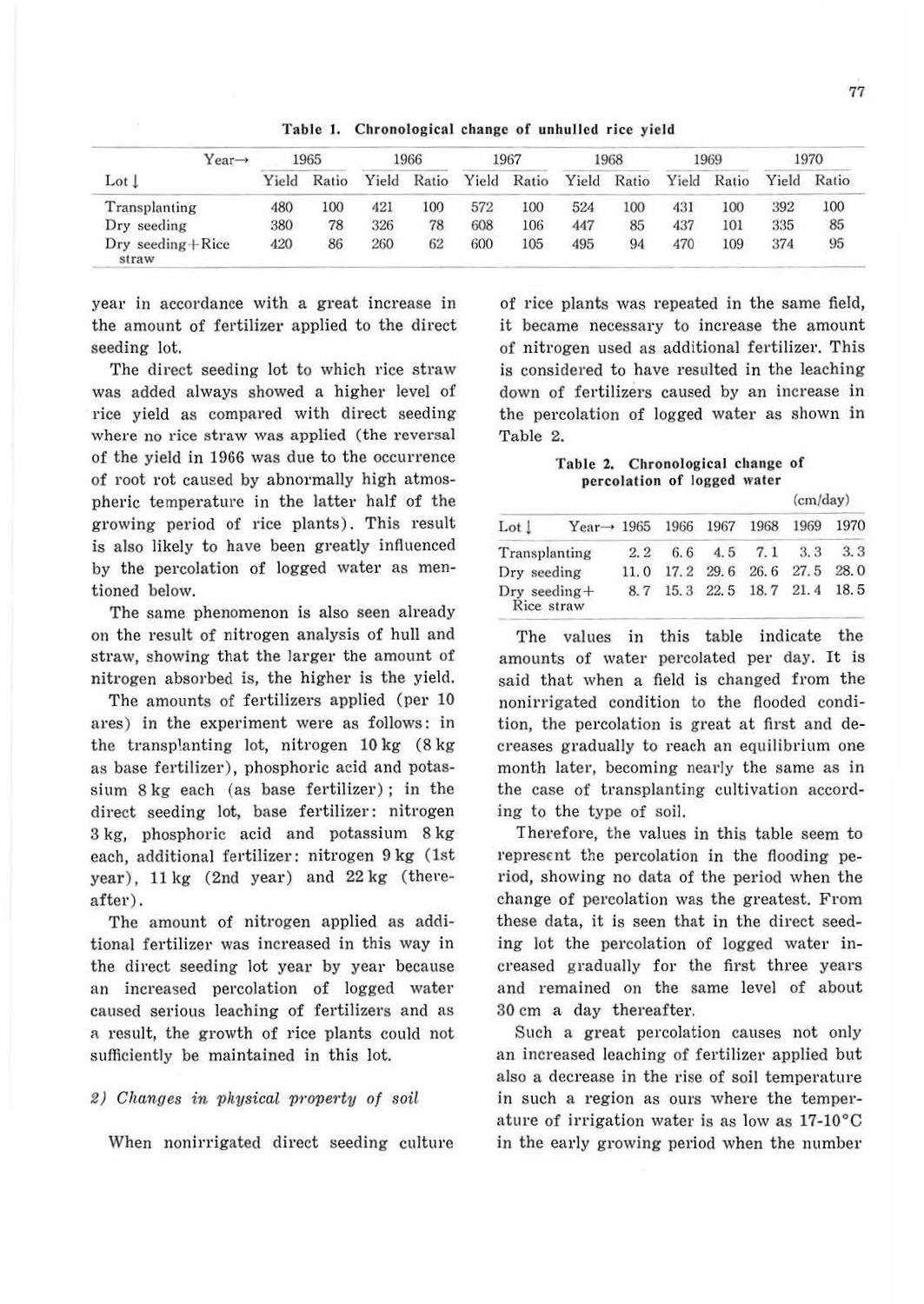Table 1. Chronological change of unhulled rice yield

| Year→ Lot ↓ | 1965 | | 1966 | | 1967 | | 1968 | | 1969 | | 1970 | |
|---|---|---|---|---|---|---|---|---|---|---|---|---|
| | Yield | Ratio | Yield | Ratio | Yield | Ratio | Yield | Ratio | Yield | Ratio | Yield | Ratio |
| Transplanting | 480 | 100 | 421 | 100 | 572 | 100 | 524 | 100 | 431 | 100 | 392 | 100 |
| Dry seeding | 380 | 78 | 326 | 78 | 608 | 106 | 447 | 85 | 437 | 101 | 335 | 85 |
| Dry seeding+Rice straw | 420 | 86 | 260 | 62 | 600 | 105 | 495 | 94 | 470 | 109 | 374 | 95 |

year in accordance with a great increase in the amount of fertilizer applied to the direct seeding lot.

The direct seeding lot to which rice straw was added always showed a higher level of rice yield as compared with direct seeding where no rice straw was applied (the reversal of the yield in 1966 was due to the occurrence of root rot caused by abnormally high atmospheric temperature in the latter half of the growing period of rice plants). This result is also likely to have been greatly influenced by the percolation of logged water as mentioned below.

The same phenomenon is also seen already on the result of nitrogen analysis of hull and straw, showing that the larger the amount of nitrogen absorbed is, the higher is the yield.

The amounts of fertilizers applied (per 10 ares) in the experiment were as follows: in the transplanting lot, nitrogen 10 kg (8 kg as base fertilizer), phosphoric acid and potassium 8 kg each (as base fertilizer); in the direct seeding lot, base fertilizer: nitrogen 3 kg, phosphoric acid and potassium 8 kg each, additional fertilizer: nitrogen 9 kg (1st year), 11 kg (2nd year) and 22 kg (thereafter).

The amount of nitrogen applied as additional fertilizer was increased in this way in the direct seeding lot year by year because an increased percolation of logged water caused serious leaching of fertilizers and as a result, the growth of rice plants could not sufficiently be maintained in this lot.

*2) Changes in physical property of soil*

When nonirrigated direct seeding culture of rice plants was repeated in the same field, it became necessary to increase the amount of nitrogen used as additional fertilizer. This is considered to have resulted in the leaching down of fertilizers caused by an increase in the percolation of logged water as shown in Table 2.

Table 2. Chronological change of percolation of logged water

(cm/day)

| Lot ↓ Year→ | 1965 | 1966 | 1967 | 1968 | 1969 | 1970 |
|---|---|---|---|---|---|---|
| Transplanting | 2.2 | 6.6 | 4.5 | 7.1 | 3.3 | 3.3 |
| Dry seeding | 11.0 | 17.2 | 29.6 | 26.6 | 27.5 | 28.0 |
| Dry seeding+Rice straw | 8.7 | 15.3 | 22.5 | 18.7 | 21.4 | 18.5 |

The values in this table indicate the amounts of water percolated per day. It is said that when a field is changed from the nonirrigated condition to the flooded condition, the percolation is great at first and decreases gradually to reach an equilibrium one month later, becoming nearly the same as in the case of transplanting cultivation according to the type of soil.

Therefore, the values in this table seem to represent the percolation in the flooding period, showing no data of the period when the change of percolation was the greatest. From these data, it is seen that in the direct seeding lot the percolation of logged water increased gradually for the first three years and remained on the same level of about 30 cm a day thereafter.

Such a great percolation causes not only an increased leaching of fertilizer applied but also a decrease in the rise of soil temperature in such a region as ours where the temperature of irrigation water is as low as 17-10°C in the early growing period when the number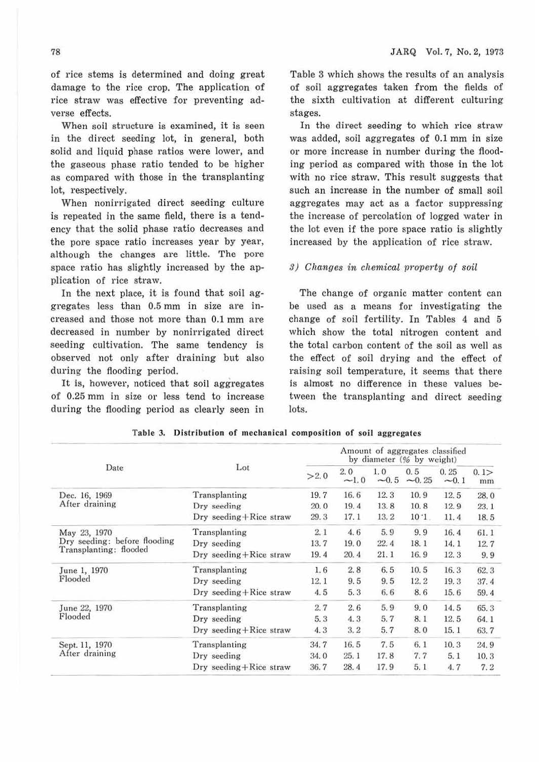of rice stems is determined and doing great damage to the rice crop. The application of rice straw was effective for preventing adverse effects.

When soil structure is examined, it is seen in the direct seeding lot, in general, both solid and liquid phase ratios were lower, and the gaseous phase ratio tended to be higher as compared with those in the transplanting lot, respectively.

When nonirrigated direct seeding culture is repeated in the same field, there is a tendency that the solid phase ratio decreases and the pore space ratio increases year by year, although the changes are little. The pore space ratio has slightly increased by the application of rice straw.

In the next place, it is found that soil aggregates less than 0.5 mm in size are increased and those not more than 0.1 mm are decreased in number by nonirrigated direct seeding cultivation. The same tendency is observed not only after draining but also during the flooding period.

It is, however, noticed that soil aggregates of 0.25 mm in size or less tend to increase during the flooding period as clearly seen in Table 3 which shows the results of an analysis of soil aggregates taken from the fields of the sixth cultivation at different culturing stages.

In the direct seeding to which rice straw was added, soil aggregates of 0.1 mm in size or more increase in number during the flooding period as compared with those in the lot with no rice straw. This result suggests that such an increase in the number of small soil aggregates may act as a factor suppressing the increase of percolation of logged water in the lot even if the pore space ratio is slightly increased by the application of rice straw.

### *3) Changes in chemical property of soil*

The change of organic matter content can be used as a means for investigating the change of soil fertility. In Tables 4 and 5 which show the total nitrogen content and the total carbon content of the soil as well as the effect of soil drying and the effect of raising soil temperature, it seems that there is almost no difference in these values between the transplanting and direct seeding lots.

**Table 3. Distribution of mechanical composition of soil aggregates**

| Date | Lot | Amount of aggregates classified by diameter (% by weight) | | | | | |
|---|---|---|---|---|---|---|---|
| | | >2.0 | 2.0 ~1.0 | 1.0 ~0.5 | 0.5 ~0.25 | 0.25 ~0.1 | 0.1> mm |
| Dec. 16, 1969 After draining | Transplanting | 19.7 | 16.6 | 12.3 | 10.9 | 12.5 | 28.0 |
| | Dry seeding | 20.0 | 19.4 | 13.8 | 10.8 | 12.9 | 23.1 |
| | Dry seeding+Rice straw | 29.3 | 17.1 | 13.2 | 10.1 | 11.4 | 18.5 |
| May 23, 1970 Dry seeding: before flooding Transplanting: flooded | Transplanting | 2.1 | 4.6 | 5.9 | 9.9 | 16.4 | 61.1 |
| | Dry seeding | 13.7 | 19.0 | 22.4 | 18.1 | 14.1 | 12.7 |
| | Dry seeding+Rice straw | 19.4 | 20.4 | 21.1 | 16.9 | 12.3 | 9.9 |
| June 1, 1970 Flooded | Transplanting | 1.6 | 2.8 | 6.5 | 10.5 | 16.3 | 62.3 |
| | Dry seeding | 12.1 | 9.5 | 9.5 | 12.2 | 19.3 | 37.4 |
| | Dry seeding+Rice straw | 4.5 | 5.3 | 6.6 | 8.6 | 15.6 | 59.4 |
| June 22, 1970 Flooded | Transplanting | 2.7 | 2.6 | 5.9 | 9.0 | 14.5 | 65.3 |
| | Dry seeding | 5.3 | 4.3 | 5.7 | 8.1 | 12.5 | 64.1 |
| | Dry seeding+Rice straw | 4.3 | 3.2 | 5.7 | 8.0 | 15.1 | 63.7 |
| Sept. 11, 1970 After draining | Transplanting | 34.7 | 16.5 | 7.5 | 6.1 | 10.3 | 24.9 |
| | Dry seeding | 34.0 | 25.1 | 17.8 | 7.7 | 5.1 | 10.3 |
| | Dry seeding+Rice straw | 36.7 | 28.4 | 17.9 | 5.1 | 4.7 | 7.2 |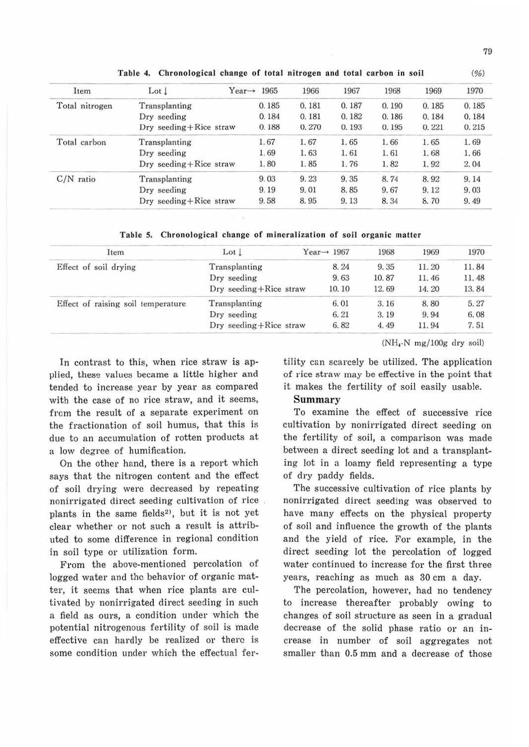**Table 4. Chronological change of total nitrogen and total carbon in soil** (%)

| Item | Lot ↓ Year→ | 1965 | 1966 | 1967 | 1968 | 1969 | 1970 |
|---|---|---|---|---|---|---|---|
| Total nitrogen | Transplanting | 0.185 | 0.181 | 0.187 | 0.190 | 0.185 | 0.185 |
| | Dry seeding | 0.184 | 0.181 | 0.182 | 0.186 | 0.184 | 0.184 |
| | Dry seeding+Rice straw | 0.188 | 0.270 | 0.193 | 0.195 | 0.221 | 0.215 |
| Total carbon | Transplanting | 1.67 | 1.67 | 1.65 | 1.66 | 1.65 | 1.69 |
| | Dry seeding | 1.69 | 1.63 | 1.61 | 1.61 | 1.68 | 1.66 |
| | Dry seeding+Rice straw | 1.80 | 1.85 | 1.76 | 1.82 | 1.92 | 2.04 |
| C/N ratio | Transplanting | 9.03 | 9.23 | 9.35 | 8.74 | 8.92 | 9.14 |
| | Dry seeding | 9.19 | 9.01 | 8.85 | 9.67 | 9.12 | 9.03 |
| | Dry seeding+Rice straw | 9.58 | 8.95 | 9.13 | 8.34 | 8.70 | 9.49 |

**Table 5. Chronological change of mineralization of soil organic matter**

| Item | Lot ↓ Year→ | 1967 | 1968 | 1969 | 1970 |
|---|---|---|---|---|---|
| Effect of soil drying | Transplanting | 8.24 | 9.35 | 11.20 | 11.84 |
| | Dry seeding | 9.63 | 10.87 | 11.46 | 11.48 |
| | Dry seeding+Rice straw | 10.10 | 12.69 | 14.20 | 13.84 |
| Effect of raising soil temperature | Transplanting | 6.01 | 3.16 | 8.80 | 5.27 |
| | Dry seeding | 6.21 | 3.19 | 9.94 | 6.08 |
| | Dry seeding+Rice straw | 6.82 | 4.49 | 11.94 | 7.51 |

($NH_4$-N mg/100g dry soil)

In contrast to this, when rice straw is applied, these values became a little higher and tended to increase year by year as compared with the case of no rice straw, and it seems, from the result of a separate experiment on the fractionation of soil humus, that this is due to an accumulation of rotten products at a low degree of humification.

On the other hand, there is a report which says that the nitrogen content and the effect of soil drying were decreased by repeating nonirrigated direct seeding cultivation of rice plants in the same fields[2], but it is not yet clear whether or not such a result is attributed to some difference in regional condition in soil type or utilization form.

From the above-mentioned percolation of logged water and the behavior of organic matter, it seems that when rice plants are cultivated by nonirrigated direct seeding in such a field as ours, a condition under which the potential nitrogenous fertility of soil is made effective can hardly be realized or there is some condition under which the effectual fertility can scarcely be utilized. The application of rice straw may be effective in the point that it makes the fertility of soil easily usable.

## Summary

To examine the effect of successive rice cultivation by nonirrigated direct seeding on the fertility of soil, a comparison was made between a direct seeding lot and a transplanting lot in a loamy field representing a type of dry paddy fields.

The successive cultivation of rice plants by nonirrigated direct seeding was observed to have many effects on the physical property of soil and influence the growth of the plants and the yield of rice. For example, in the direct seeding lot the percolation of logged water continued to increase for the first three years, reaching as much as 30 cm a day.

The percolation, however, had no tendency to increase thereafter probably owing to changes of soil structure as seen in a gradual decrease of the solid phase ratio or an increase in number of soil aggregates not smaller than 0.5 mm and a decrease of those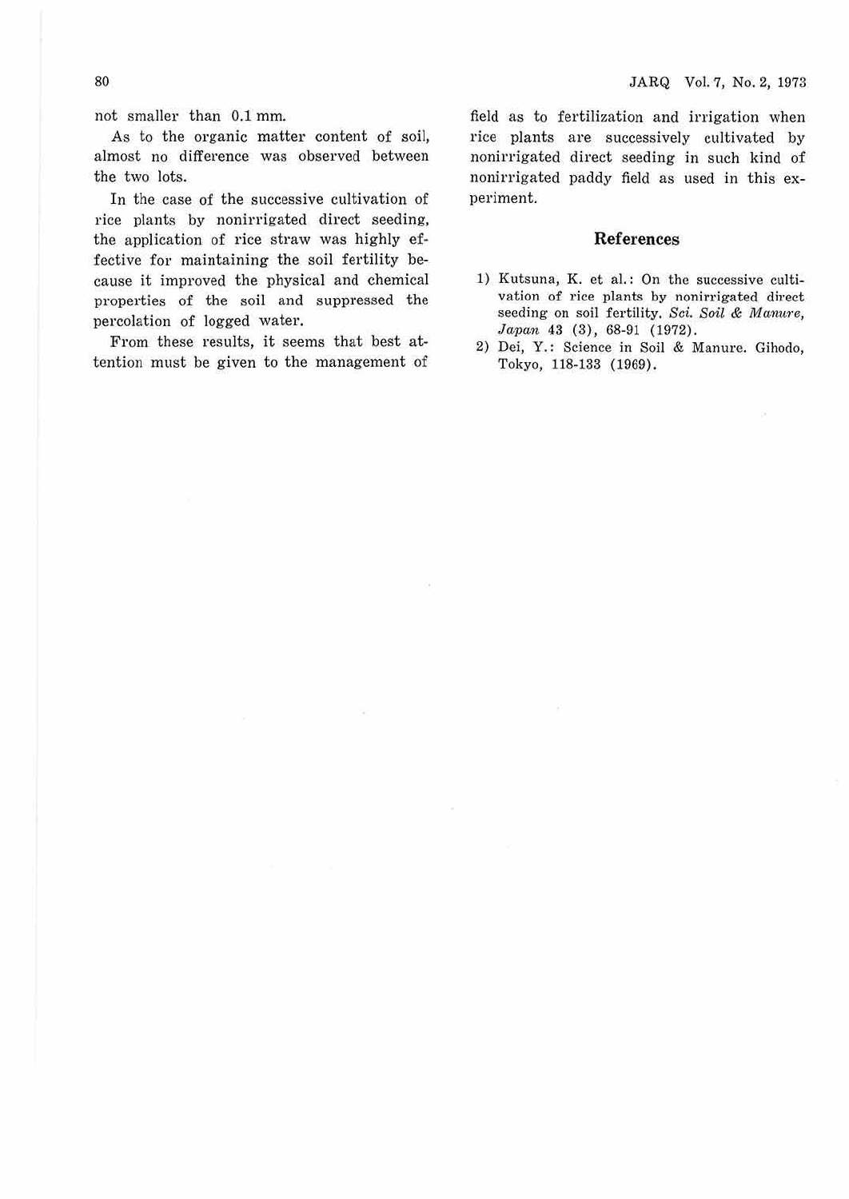not smaller than 0.1 mm.

As to the organic matter content of soil, almost no difference was observed between the two lots.

In the case of the successive cultivation of rice plants by nonirrigated direct seeding, the application of rice straw was highly effective for maintaining the soil fertility because it improved the physical and chemical properties of the soil and suppressed the percolation of logged water.

From these results, it seems that best attention must be given to the management of field as to fertilization and irrigation when rice plants are successively cultivated by nonirrigated direct seeding in such kind of nonirrigated paddy field as used in this experiment.

## References

1) Kutsuna, K. et al.: On the successive cultivation of rice plants by nonirrigated direct seeding on soil fertility. *Sci. Soil & Manure, Japan* 43 (3), 68-91 (1972).
2) Dei, Y.: Science in Soil & Manure. Gihodo, Tokyo, 118-133 (1969).